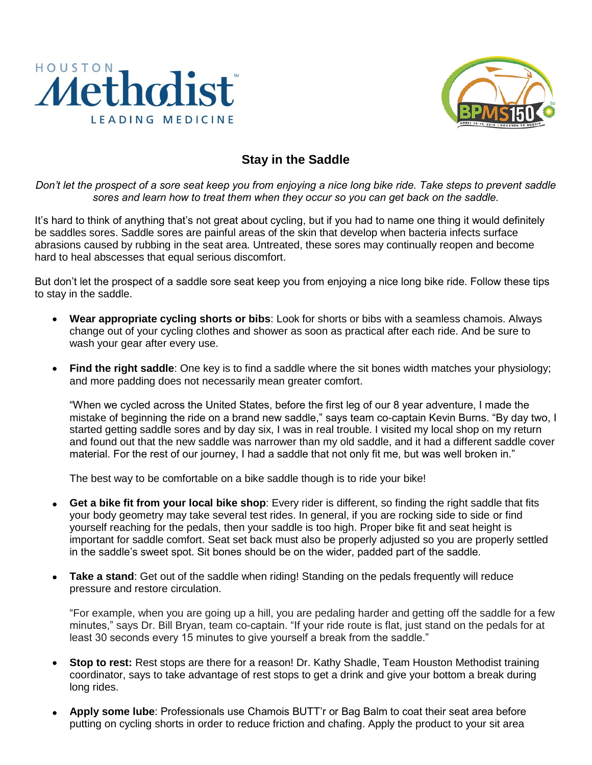# Stay in the Saddle

*Don't let the prospect of a sore seat keep you from enjoying a nice long bike ride. Take steps to prevent saddle sores and learn how to treat them when they occur so you can get back on the saddle.*

It's hard to think of anything that's not great about cycling, but if you had to name one thing it would definitely be saddles sores. Saddle sores are painful areas of the skin that develop when bacteria infects surface abrasions caused by rubbing in the seat area. Untreated, these sores may continually reopen and become hard to heal abscesses that equal serious discomfort.

But don't let the prospect of a saddle sore seat keep you from enjoying a nice long bike ride. Follow these tips to stay in the saddle.

- **Wear appropriate cycling shorts or bibs**: Look for shorts or bibs with a seamless chamois. Always change out of your cycling clothes and shower as soon as practical after each ride. And be sure to wash your gear after every use.

- **Find the right saddle**: One key is to find a saddle where the sit bones width matches your physiology; and more padding does not necessarily mean greater comfort.

  "When we cycled across the United States, before the first leg of our 8 year adventure, I made the mistake of beginning the ride on a brand new saddle," says team co-captain Kevin Burns. "By day two, I started getting saddle sores and by day six, I was in real trouble. I visited my local shop on my return and found out that the new saddle was narrower than my old saddle, and it had a different saddle cover material. For the rest of our journey, I had a saddle that not only fit me, but was well broken in."

  The best way to be comfortable on a bike saddle though is to ride your bike!

- **Get a bike fit from your local bike shop**: Every rider is different, so finding the right saddle that fits your body geometry may take several test rides. In general, if you are rocking side to side or find yourself reaching for the pedals, then your saddle is too high. Proper bike fit and seat height is important for saddle comfort. Seat set back must also be properly adjusted so you are properly settled in the saddle's sweet spot. Sit bones should be on the wider, padded part of the saddle.

- **Take a stand**: Get out of the saddle when riding! Standing on the pedals frequently will reduce pressure and restore circulation.

  "For example, when you are going up a hill, you are pedaling harder and getting off the saddle for a few minutes," says Dr. Bill Bryan, team co-captain. "If your ride route is flat, just stand on the pedals for at least 30 seconds every 15 minutes to give yourself a break from the saddle."

- **Stop to rest:** Rest stops are there for a reason! Dr. Kathy Shadle, Team Houston Methodist training coordinator, says to take advantage of rest stops to get a drink and give your bottom a break during long rides.

- **Apply some lube**: Professionals use Chamois BUTT'r or Bag Balm to coat their seat area before putting on cycling shorts in order to reduce friction and chafing. Apply the product to your sit area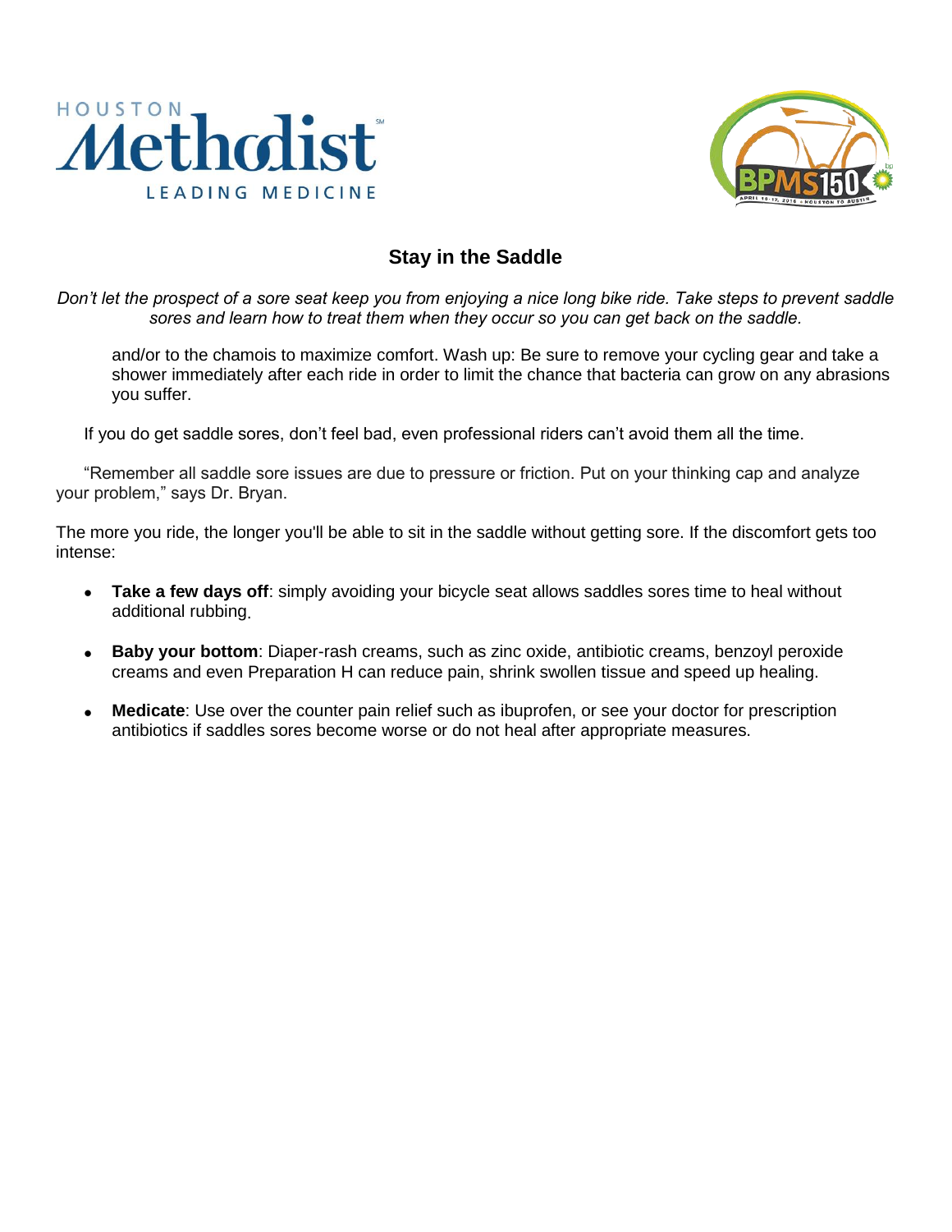## Stay in the Saddle

*Don't let the prospect of a sore seat keep you from enjoying a nice long bike ride. Take steps to prevent saddle sores and learn how to treat them when they occur so you can get back on the saddle.*

and/or to the chamois to maximize comfort. Wash up: Be sure to remove your cycling gear and take a shower immediately after each ride in order to limit the chance that bacteria can grow on any abrasions you suffer.

If you do get saddle sores, don't feel bad, even professional riders can't avoid them all the time.

"Remember all saddle sore issues are due to pressure or friction. Put on your thinking cap and analyze your problem," says Dr. Bryan.

The more you ride, the longer you'll be able to sit in the saddle without getting sore. If the discomfort gets too intense:

- **Take a few days off**: simply avoiding your bicycle seat allows saddles sores time to heal without additional rubbing.
- **Baby your bottom**: Diaper-rash creams, such as zinc oxide, antibiotic creams, benzoyl peroxide creams and even Preparation H can reduce pain, shrink swollen tissue and speed up healing.
- **Medicate**: Use over the counter pain relief such as ibuprofen, or see your doctor for prescription antibiotics if saddles sores become worse or do not heal after appropriate measures.